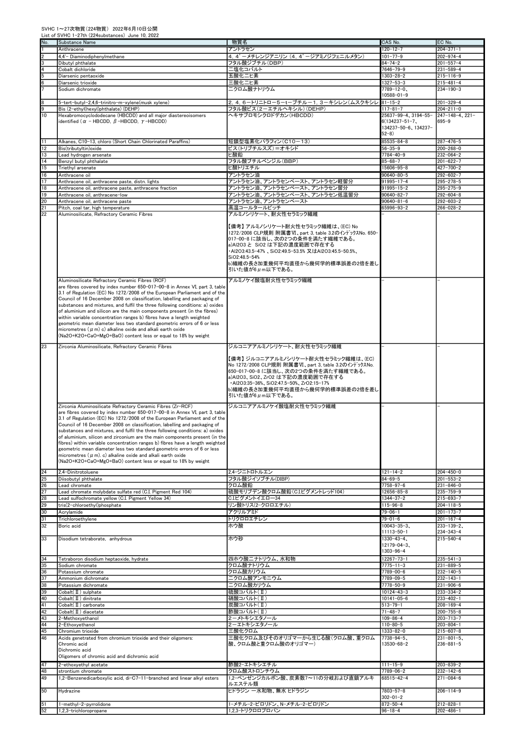SVHC 1～27次物質（224物質） 2022年6月10日公開
List of SVHC 1-27th (224substances) June 10, 2022

| No. | Substance Name | 物質名 | CAS No. | EC No. |
|---|---|---|---|---|
| 1 | Anthracene | アントラセン | 120-12-7 | 204-371-1 |
| 2 | 4,4'- Diaminodiphenylmethane | 4，4'－メチレンジアニリン（4，4'－ジアミノジフェニルメタン） | 101-77-9 | 202-974-4 |
| 3 | Dibutyl phthalate | フタル酸ジブチル（DBP） | 84-74-2 | 201-557-4 |
| 4 | Cobalt dichloride | 二塩化コバルト | 7646-79-9 | 231-589-4 |
| 5 | Diarsenic pentaoxide | 五酸化二ヒ素 | 1303-28-2 | 215-116-9 |
| 6 | Diarsenic trioxide | 三酸化二ヒ素 | 1327-53-3 | 215-481-4 |
| 7 | Sodium dichromate | 二クロム酸ナトリウム | 7789-12-0、10588-01-9 | 234-190-3 |
| 8 | 5-tert-butyl-2,4,6-trinitro-m-xylene(musk xylene) | 2，4，6－トリニトロ－5－t－ブチル－1，3－キシレン（ムスクキシレン） | 81-15-2 | 201-329-4 |
| 9 | Bis (2-ethyl(hexyl)phthalate) (DEHP) | フタル酸ビス（2－エチルヘキシル）（DEHP） | 117-81-7 | 204-211-0 |
| 10 | Hexabromocyclododecane (HBCDD) and all major diastereoisomers identified (α - HBCDD, β -HBCDD, γ -HBCDD) | ヘキサブロモシクロドデカン（HBCDD） | 25637-99-4、3194-55-6(134237-51-7、134237-50-6、134237-52-8) | 247-148-4、221-695-9 |
| 11 | Alkanes, C10-13, chloro (Short Chain Chlorinated Paraffins) | 短鎖型塩素化パラフィン（C10－13） | 85535-84-8 | 287-476-5 |
| 12 | Bis(tributyltin)oxide | ビス（トリブチルスズ）＝オキシド | 56-35-9 | 200-268-0 |
| 13 | Lead hydrogen arsenate | ヒ酸鉛 | 7784-40-9 | 232-064-2 |
| 14 | Benzyl butyl phthalate | フタル酸ブチルベンジル（BBP） | 85-68-7 | 201-622-7 |
| 15 | Triethyl arsenate | ヒ酸トリエチル | 15606-95-8 | 427-700-2 |
| 16 | Anthracene oil | アントラセン油 | 90640-80-5 | 292-602-7 |
| 17 | Anthracene oil, anthracene paste, distn. lights | アントラセン油、アントラセンペースト、アントラセン軽留分 | 91995-17-4 | 295-278-5 |
| 18 | Anthracene oil, anthracene paste, anthracene fraction | アントラセン油、アントラセンペースト、アントラセン留分 | 91995-15-2 | 295-275-9 |
| 19 | Anthracene oil, anthracene-low | アントラセン油、アントラセン低温留分 | 90640-82-7 | 292-604-8 |
| 20 | Anthracene oil, anthracene paste | アントラセン油、アントラセンペースト | 90640-81-6 | 292-603-2 |
| 21 | Pitch, coal tar, high temperature | 高温コールタールピッチ | 65996-93-2 | 266-028-2 |
| 22 | Aluminosilicate, Refractory Ceramic Fibres | アルミノシリケート、耐火性セラミック繊維<br><br>【備考】アルミノシリケート耐火性セラミック繊維は、(EC) No 1272/2008 CLP規則 附属書VI、part 3, table 3.2のインデックスNo. 650-017-00-8 に該当し、次の2つの条件を満たす繊維である。<br>a)Al2O3 と SiO2 は下記の濃度範囲で存在する<br>・Al2O3:43.5-47% 、SiO2:49.5-53.5% 又はAl2O3:45.5-50.5%、SiO2:48.5-54%<br>b)繊維の長さ加重幾何平均直径から幾何学的標準誤差の2倍を差し引いた値が6μm以下である。 | - | - |
| | Aluminosilicate Refractory Ceramic Fibres (RCF) are fibres covered by index number 650-017-00-8 in Annex VI, part 3, table 3.1 of Regulation (EC) No 1272/2008 of the European Parliament and of the Council of 16 December 2008 on classification, labelling and packaging of substances and mixtures, and fulfil the three following conditions: a) oxides of aluminium and silicon are the main components present (in the fibres) within variable concentration ranges b) fibres have a length weighted geometric mean diameter less two standard geometric errors of 6 or less micrometres (μm) c) alkaline oxide and alkali earth oxide (Na2O+K2O+CaO+MgO+BaO) content less or equal to 18% by weight | アルミノケイ酸塩耐火性セラミック繊維 | - | - |
| 23 | Zirconia Aluminosilicate, Refractory Ceramic Fibres | ジルコニアアルミノシリケート、耐火性セラミック繊維<br><br>【備考】ジルコニアアルミノシリケート耐火性セラミック繊維は、(EC) No 1272/2008 CLP規則 附属書VI、part 3, table 3.2のインデックスNo. 650-017-00-8 に該当し、次の2つの条件を満たす繊維である。<br>a)Al2O3、SiO2、ZrO2 は下記の濃度範囲で存在する<br>・Al2O3:35-36%、SiO2:47.5-50%、ZrO2:15-17%<br>b)繊維の長さ加重幾何平均直径から幾何学的標準誤差の2倍を差し引いた値が6μm以下である。 | - | - |
| | Zirconia Aluminosilicate Refractory Ceramic Fibres (Zr-RCF) are fibres covered by index number 650-017-00-8 in Annex VI, part 3, table 3.1 of Regulation (EC) No 1272/2008 of the European Parliament and of the Council of 16 December 2008 on classification, labelling and packaging of substances and mixtures, and fulfil the three following conditions: a) oxides of aluminium, silicon and zirconium are the main components present (in the fibres) within variable concentration ranges b) fibres have a length weighted geometric mean diameter less two standard geometric errors of 6 or less micrometres (μm). c) alkaline oxide and alkali earth oxide (Na2O+K2O+CaO+MgO+BaO) content less or equal to 18% by weight | ジルコニアアルミノケイ酸塩耐火性セラミック繊維 | - | - |
| 24 | 2,4-Dinitrotoluene | 2,4-ジニトロトルエン | 121-14-2 | 204-450-0 |
| 25 | Diisobutyl phthalate | フタル酸ジイソブチル（DIBP） | 84-69-5 | 201-553-2 |
| 26 | Lead chromate | クロム酸鉛 | 7758-97-6 | 231-846-0 |
| 27 | Lead chromate molybdate sulfate red (C.I. Pigment Red 104) | 硫酸モリブデン酸クロム酸鉛（C.I.ピグメントレッド104） | 12656-85-8 | 235-759-9 |
| 28 | Lead sulfochromate yellow (C.I. Pigment Yellow 34) | C.I.ピグメントイエロー34 | 1344-37-2 | 215-693-7 |
| 29 | tris(2-chloroethyl)phosphate | リン酸トリス（2-クロロエチル） | 115-96-8 | 204-118-5 |
| 30 | Acrylamide | アクリルアミド | 79-06-1 | 201-173-7 |
| 31 | Trichloroethylene | トリクロロエチレン | 79-01-6 | 201-167-4 |
| 32 | Boric acid | ホウ酸 | 10043-35-3、11113-50-1 | 233-139-2、234-343-4 |
| 33 | Disodium tetraborate, anhydrous | ホウ砂 | 1330-43-4、12179-04-3、1303-96-4 | 215-540-4 |
| 34 | Tetraboron disodium heptaoxide, hydrate | 四ホウ酸二ナトリウム、水和物 | 12267-73-1 | 235-541-3 |
| 35 | Sodium chromate | クロム酸ナトリウム | 7775-11-3 | 231-889-5 |
| 36 | Potassium chromate | クロム酸カリウム | 7789-00-6 | 232-140-5 |
| 37 | Ammonium dichromate | 二クロム酸アンモニウム | 7789-09-5 | 232-143-1 |
| 38 | Potassium dichromate | 二クロム酸カリウム | 7778-50-9 | 231-906-6 |
| 39 | Cobalt(Ⅱ) sulphate | 硫酸コバルト（Ⅱ） | 10124-43-3 | 233-334-2 |
| 40 | Cobalt(Ⅱ) dinitrate | 硝酸コバルト（Ⅱ） | 10141-05-6 | 233-402-1 |
| 41 | Cobalt(Ⅱ) carbonate | 炭酸コバルト（Ⅱ） | 513-79-1 | 208-169-4 |
| 42 | Cobalt(Ⅱ) diacetate | 酢酸コバルト（Ⅱ） | 71-48-7 | 200-755-8 |
| 43 | 2-Methoxyethanol | 2－メトキシエタノール | 109-86-4 | 203-713-7 |
| 44 | 2-Ethoxyethanol | 2－エトキシエタノール | 110-80-5 | 203-804-1 |
| 45 | Chromium trioxide | 三酸化クロム | 1333-82-0 | 215-607-8 |
| 46 | Acids generated from chromium trioxide and their oligomers:<br>Chromic acid<br>Dichromic acid<br>Oligomers of chromic acid and dichromic acid | 三酸化クロム及びそのオリゴマーから生じる酸（クロム酸、重クロム酸、クロム酸と重クロム酸のオリゴマー） | 7738-94-5、13530-68-2 | 231-801-5、236-881-5 |
| 47 | 2-ethoxyethyl acetate | 酢酸2-エトキシエチル | 111-15-9 | 203-839-2 |
| 48 | strontium chromate | クロム酸ストロンチウム | 7789-06-2 | 232-142-6 |
| 49 | 1,2-Benzenedicarboxylic acid, di-C7-11-branched and linear alkyl esters | 1,2-ベンゼンジカルボン酸、炭素数7～11の分岐および直鎖アルキルエステル類 | 68515-42-4 | 271-084-6 |
| 50 | Hydrazine | ヒドラジン 一水和物、無水 ヒドラジン | 7803-57-8<br>302-01-2 | 206-114-9 |
| 51 | 1-methyl-2-pyrrolidone | 1-メチル-2-ピロリドン、N-メチル-2-ピロリドン | 872-50-4 | 212-828-1 |
| 52 | 1,2,3-trichloropropane | 1,2,3-トリクロロプロパン | 96-18-4 | 202-486-1 |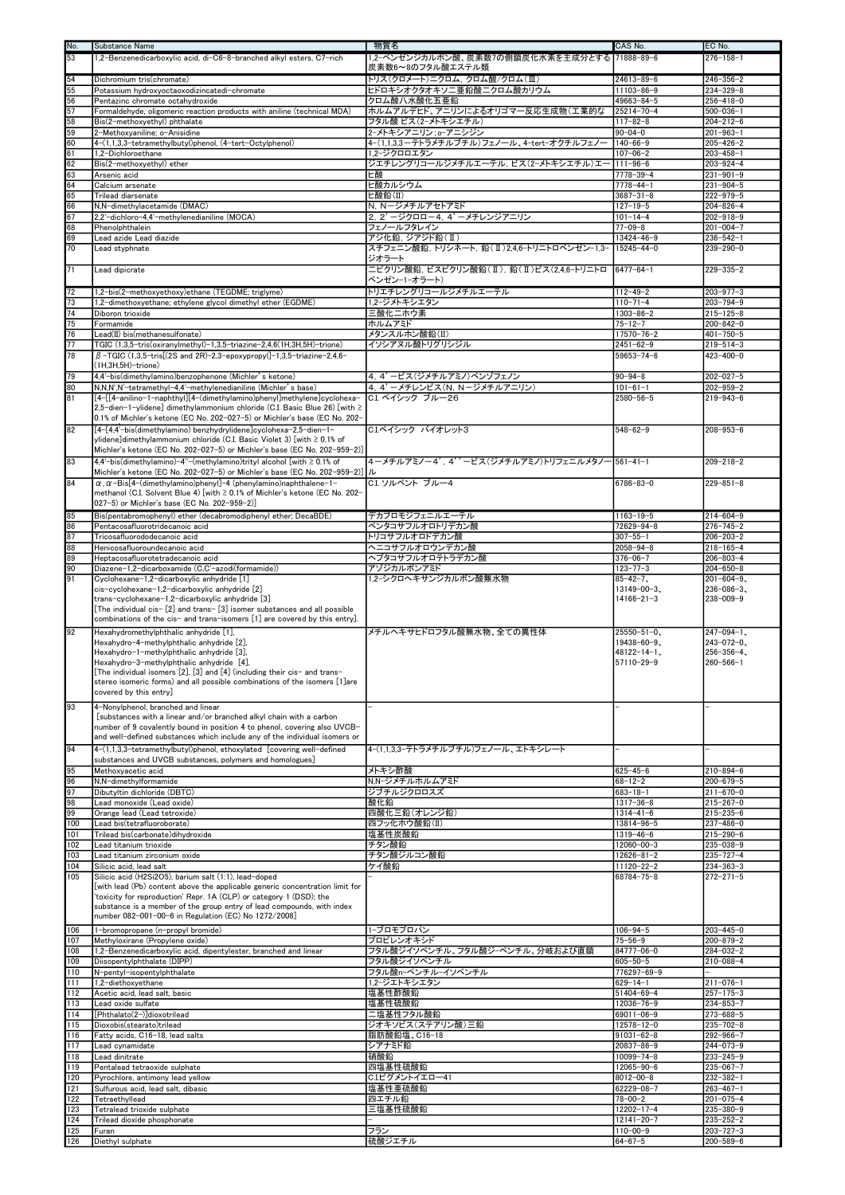| No. | Substance Name | 物質名 | CAS No. | EC No. |
|---|---|---|---|---|
| 53 | 1,2-Benzenedicarboxylic acid, di-C6-8-branched alkyl esters, C7-rich | 1,2-ベンゼンジカルボン酸、炭素数7の側鎖炭化水素を主成分とする炭素数6～8のフタル酸エステル類 | 71888-89-6 | 276-158-1 |
| 54 | Dichromium tris(chromate) | トリス(クロメート)ニクロム、クロム酸/クロム(Ⅲ) | 24613-89-6 | 246-356-2 |
| 55 | Potassium hydroxyoctaoxodizincatedi-chromate | ヒドロキシオクタオキソ二亜鉛酸二クロム酸カリウム | 11103-86-9 | 234-329-8 |
| 56 | Pentazinc chromate octahydroxide | クロム酸八水酸化五亜鉛 | 49663-84-5 | 256-418-0 |
| 57 | Formaldehyde, oligomeric reaction products with aniline (technical MDA) | ホルムアルデヒド、アニリンによるオリゴマー反応生成物(工業的な | 25214-70-4 | 500-036-1 |
| 58 | Bis(2-methoxyethyl) phthalate | フタル酸 ビス(2-メトキシエチル) | 117-82-8 | 204-212-6 |
| 59 | 2-Methoxyaniline; o-Anisidine | 2-メトキシアニリン；o-アニシジン | 90-04-0 | 201-963-1 |
| 60 | 4-(1,1,3,3-tetramethylbutyl)phenol, (4-tert-Octylphenol) | 4-(1,1,3,3-テトラメチルブチル)フェノール、4-tert-オクチルフェノー | 140-66-9 | 205-426-2 |
| 61 | 1,2-Dichloroethane | 1,2-ジクロロエタン | 107-06-2 | 203-458-1 |
| 62 | Bis(2-methoxyethyl) ether | ジエチレングリコールジメチルエーテル, ビス(2-メトキシエチル)エー | 111-96-6 | 203-924-4 |
| 63 | Arsenic acid | ヒ酸 | 7778-39-4 | 231-901-9 |
| 64 | Calcium arsenate | ヒ酸カルシウム | 7778-44-1 | 231-904-5 |
| 65 | Trilead diarsenate | ヒ酸鉛(Ⅱ) | 3687-31-8 | 222-979-5 |
| 66 | N,N-dimethylacetamide (DMAC) | N，N－ジメチルアセトアミド | 127-19-5 | 204-826-4 |
| 67 | 2,2'-dichloro-4,4'-methylenedianiline (MOCA) | 2，2'－ジクロロ－4，4'－メチレンジアニリン | 101-14-4 | 202-918-9 |
| 68 | Phenolphthalein | フェノールフタレイン | 77-09-8 | 201-004-7 |
| 69 | Lead azide Lead diazide | アジ化鉛, ジアジド鉛(Ⅱ) | 13424-46-9 | 236-542-1 |
| 70 | Lead styphnate | スチフェニン酸鉛, トリシネート, 鉛(Ⅱ)2,4,6-トリニトロベンゼン-1,3-ジオラート | 15245-44-0 | 239-290-0 |
| 71 | Lead dipicrate | ニピクリン酸鉛, ビスピクリン酸鉛(Ⅱ), 鉛(Ⅱ)ビス(2,4,6-トリニトロベンゼン-1-オラート) | 6477-64-1 | 229-335-2 |
| 72 | 1,2-bis(2-methoxyethoxy)ethane (TEGDME; triglyme) | トリエチレングリコールジメチルエーテル | 112-49-2 | 203-977-3 |
| 73 | 1,2-dimethoxyethane; ethylene glycol dimethyl ether (EGDME) | 1,2-ジメトキシエタン | 110-71-4 | 203-794-9 |
| 74 | Diboron trioxide | 三酸化二ホウ素 | 1303-86-2 | 215-125-8 |
| 75 | Formamide | ホルムアミド | 75-12-7 | 200-842-0 |
| 76 | Lead(II) bis(methanesulfonate) | メタンスルホン酸鉛(II) | 17570-76-2 | 401-750-5 |
| 77 | TGIC (1,3,5-tris(oxiranylmethyl)-1,3,5-triazine-2,4,6(1H,3H,5H)-trione) | イソシアヌル酸トリグリシジル | 2451-62-9 | 219-514-3 |
| 78 | β-TGIC (1,3,5-tris[(2S and 2R)-2,3-epoxypropyl]-1,3,5-triazine-2,4,6-(1H,3H,5H)-trione) | | 59653-74-6 | 423-400-0 |
| 79 | 4,4'-bis(dimethylamino)benzophenone (Michler's ketone) | 4，4'－ビス(ジメチルアミノ)ベンゾフェノン | 90-94-8 | 202-027-5 |
| 80 | N,N,N',N'-tetramethyl-4,4'-methylenedianiline (Michler's base) | 4，4'－メチレンビス(N，N－ジメチルアニリン) | 101-61-1 | 202-959-2 |
| 81 | [4-[[4-anilino-1-naphthyl][4-(dimethylamino)phenyl]methylene]cyclohexa-2,5-dien-1-ylidene] dimethylammonium chloride (C.I. Basic Blue 26) [with ≥ 0.1% of Michler's ketone (EC No. 202-027-5) or Michler's base (EC No. 202- | C.I. ベイシック ブルー26 | 2580-56-5 | 219-943-6 |
| 82 | [4-[4,4'-bis(dimethylamino) benzhydrylidene]cyclohexa-2,5-dien-1-ylidene]dimethylammonium chloride (C.I. Basic Violet 3) [with ≥ 0.1% of Michler's ketone (EC No. 202-027-5) or Michler's base (EC No. 202-959-2)] | C.I.ベイシック バイオレット3 | 548-62-9 | 208-953-6 |
| 83 | 4,4'-bis(dimethylamino)-4''-(methylamino)trityl alcohol [with ≥ 0.1% of Michler's ketone (EC No. 202-027-5) or Michler's base (EC No. 202-959-2)] | 4－メチルアミノ－4'，4''－ビス(ジメチルアミノ)トリフェニルメタノール | 561-41-1 | 209-218-2 |
| 84 | α,α-Bis[4-(dimethylamino)phenyl]-4 (phenylamino)naphthalene-1-methanol (C.I. Solvent Blue 4) [with ≥ 0.1% of Michler's ketone (EC No. 202-027-5) or Michler's base (EC No. 202-959-2)] | C.I. ソルベント ブルー4 | 6786-83-0 | 229-851-8 |
| 85 | Bis(pentabromophenyl) ether (decabromodiphenyl ether; DecaBDE) | デカブロモジフェニルエーテル | 1163-19-5 | 214-604-9 |
| 86 | Pentacosafluorotridecanoic acid | ペンタコサフルオロトリデカン酸 | 72629-94-8 | 276-745-2 |
| 87 | Tricosafluorododecanoic acid | トリコサフルオロドデカン酸 | 307-55-1 | 206-203-2 |
| 88 | Henicosafluoroundecanoic acid | ヘニコサフルオロウンデカン酸 | 2058-94-8 | 218-165-4 |
| 89 | Heptacosafluorotetradecanoic acid | ヘプタコサフルオロテトラデカン酸 | 376-06-7 | 206-803-4 |
| 90 | Diazene-1,2-dicarboxamide (C,C'-azodi(formamide)) | アゾジカルボンアミド | 123-77-3 | 204-650-8 |
| 91 | Cyclohexane-1,2-dicarboxylic anhydride [1]<br>cis-cyclohexane-1,2-dicarboxylic anhydride [2]<br>trans-cyclohexane-1,2-dicarboxylic anhydride [3]<br>[The individual cis- [2] and trans- [3] isomer substances and all possible combinations of the cis- and trans-isomers [1] are covered by this entry]. | 1,2-シクロヘキサンジカルボン酸無水物 | 85-42-7、<br>13149-00-3、<br>14166-21-3 | 201-604-9、<br>236-086-3、<br>238-009-9 |
| 92 | Hexahydromethylphthalic anhydride [1],<br>Hexahydro-4-methylphthalic anhydride [2],<br>Hexahydro-1-methylphthalic anhydride [3],<br>Hexahydro-3-methylphthalic anhydride [4],<br>[The individual isomers [2], [3] and [4] (including their cis- and trans-stereo isomeric forms) and all possible combinations of the isomers [1]are covered by this entry] | メチルヘキサヒドロフタル酸無水物、全ての異性体 | 25550-51-0、<br>19438-60-9、<br>48122-14-1、<br>57110-29-9 | 247-094-1、<br>243-072-0、<br>256-356-4、<br>260-566-1 |
| 93 | 4-Nonylphenol, branched and linear<br>[substances with a linear and/or branched alkyl chain with a carbon number of 9 covalently bound in position 4 to phenol, covering also UVCB- and well-defined substances which include any of the individual isomers or | － | － | － |
| 94 | 4-(1,1,3,3-tetramethylbutyl)phenol, ethoxylated [covering well-defined substances and UVCB substances, polymers and homologues] | 4-(1,1,3,3-テトラメチルブチル)フェノール、エトキシレート | － | － |
| 95 | Methoxyacetic acid | メトキシ酢酸 | 625-45-6 | 210-894-6 |
| 96 | N,N-dimethylformamide | N,N-ジメチルホルムアミド | 68-12-2 | 200-679-5 |
| 97 | Dibutyltin dichloride (DBTC) | ジブチルジクロロスズ | 683-18-1 | 211-670-0 |
| 98 | Lead monoxide (Lead oxide) | 酸化鉛 | 1317-36-8 | 215-267-0 |
| 99 | Orange lead (Lead tetroxide) | 四酸化三鉛(オレンジ鉛) | 1314-41-6 | 215-235-6 |
| 100 | Lead bis(tetrafluoroborate) | 四フッ化ホウ酸鉛(Ⅱ) | 13814-96-5 | 237-486-0 |
| 101 | Trilead bis(carbonate)dihydroxide | 塩基性炭酸鉛 | 1319-46-6 | 215-290-6 |
| 102 | Lead titanium trioxide | チタン酸鉛 | 12060-00-3 | 235-038-9 |
| 103 | Lead titanium zirconium oxide | チタン酸ジルコン酸鉛 | 12626-81-2 | 235-727-4 |
| 104 | Silicic acid, lead salt | ケイ酸鉛 | 11120-22-2 | 234-363-3 |
| 105 | Silicic acid (H2Si2O5), barium salt (1:1), lead-doped<br>[with lead (Pb) content above the applicable generic concentration limit for 'toxicity for reproduction' Repr. 1A (CLP) or category 1 (DSD); the substance is a member of the group entry of lead compounds, with index number 082-001-00-6 in Regulation (EC) No 1272/2008] | － | 68784-75-8 | 272-271-5 |
| 106 | 1-bromopropane (n-propyl bromide) | 1-ブロモプロパン | 106-94-5 | 203-445-0 |
| 107 | Methyloxirane (Propylene oxide) | プロピレンオキシド | 75-56-9 | 200-879-2 |
| 108 | 1,2-Benzenedicarboxylic acid, dipentylester, branched and linear | フタル酸ジイソペンチル、フタル酸ジ-ペンチル、分岐および直鎖 | 84777-06-0 | 284-032-2 |
| 109 | Diisopentylphthalate (DIPP) | フタル酸ジイソペンチル | 605-50-5 | 210-088-4 |
| 110 | N-pentyl-isopentylphthalate | フタル酸n-ペンチル-イソペンチル | 776297-69-9 | － |
| 111 | 1,2-diethoxyethane | 1,2-ジエトキシエタン | 629-14-1 | 211-076-1 |
| 112 | Acetic acid, lead salt, basic | 塩基性酢酸鉛 | 51404-69-4 | 257-175-3 |
| 113 | Lead oxide sulfate | 塩基性硫酸鉛 | 12036-76-9 | 234-853-7 |
| 114 | [Phthalato(2-)]dioxotrilead | 二塩基性フタル酸鉛 | 69011-06-9 | 273-688-5 |
| 115 | Dioxobis(stearato)trilead | ジオキソビス(ステアリン酸)三鉛 | 12578-12-0 | 235-702-8 |
| 116 | Fatty acids, C16-18, lead salts | 脂肪酸鉛塩、C16-18 | 91031-62-8 | 292-966-7 |
| 117 | Lead cynamidate | シアナミド鉛 | 20837-86-9 | 244-073-9 |
| 118 | Lead dinitrate | 硝酸鉛 | 10099-74-8 | 233-245-9 |
| 119 | Pentalead tetraoxide sulphate | 四塩基性硫酸鉛 | 12065-90-6 | 235-067-7 |
| 120 | Pyrochlore, antimony lead yellow | C.I.ピグメントイエロー41 | 8012-00-8 | 232-382-1 |
| 121 | Sulfurous acid, lead salt, dibasic | 塩基性亜硫酸鉛 | 62229-08-7 | 263-467-1 |
| 122 | Tetraethyllead | 四エチル鉛 | 78-00-2 | 201-075-4 |
| 123 | Tetralead trioxide sulphate | 三塩基性硫酸鉛 | 12202-17-4 | 235-380-9 |
| 124 | Trilead dioxide phosphonate | － | 12141-20-7 | 235-252-2 |
| 125 | Furan | フラン | 110-00-9 | 203-727-3 |
| 126 | Diethyl sulphate | 硫酸ジエチル | 64-67-5 | 200-589-6 |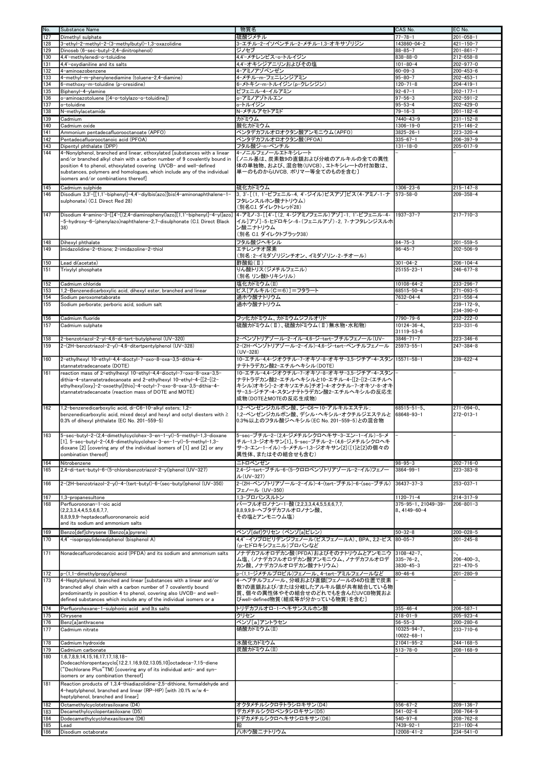| No. | Substance Name | 物質名 | CAS No. | EC No. |
|---|---|---|---|---|
| 127 | Dimethyl sulphate | 硫酸ジメチル | 77-78-1 | 201-058-1 |
| 128 | 3-ethyl-2-methyl-2-(3-methylbutyl)-1,3-oxazolidine | 3-エチル-2-イソペンチル-2-メチル-1,3-オキサゾリジン | 143860-04-2 | 421-150-7 |
| 129 | Dinoseb (6-sec-butyl-2,4-dinitrophenol) | ジノセブ | 88-85-7 | 201-861-7 |
| 130 | 4,4'-methylenedi-o-toluidine | 4,4'-メチレンビス-o-トルイジン | 838-88-0 | 212-658-8 |
| 131 | 4,4'-oxydianiline and its salts | 4,4'-オキシジアニリンおよびその塩 | 101-80-4 | 202-977-0 |
| 132 | 4-aminoazobenzene | 4-アミノアゾベンゼン | 60-09-3 | 200-453-6 |
| 133 | 4-methyl-m-phenylenediamine (toluene-2,4-diamine) | 4-メチル-m-フェニレンジアミン | 95-80-7 | 202-453-1 |
| 134 | 6-methoxy-m-toluidine (p-cresidine) | 6-メトキシ-m-トルイジン(p-クレシジン) | 120-71-8 | 204-419-1 |
| 135 | Biphenyl-4-ylamine | ビフェニル-4-イルアミン | 92-67-1 | 202-177-1 |
| 136 | o-aminoazotoluene [(4-o-tolylazo-o-toluidine]) | o-アミノアゾトルエン | 97-56-3 | 202-591-2 |
| 137 | o-toluidine | o-トルイジン | 95-53-4 | 202-429-0 |
| 138 | N-methylacetamide | N-メチルアセトアミド | 79-16-3 | 201-182-6 |
| 139 | Cadmium | カドミウム | 7440-43-9 | 231-152-8 |
| 140 | Cadmium oxide | 酸化カドミウム | 1306-19-0 | 215-146-2 |
| 141 | Ammonium pentadecafluorooctanoate (APFO) | ペンタデカフルオロオクタン酸アンモニウム(APFO) | 3825-26-1 | 223-320-4 |
| 142 | Pentadecafluorooctanoic acid (PFOA) | ペンタデカフルオロオクタン酸(PFOA) | 335-67-1 | 206-397-9 |
| 143 | Dipentyl phthalate (DPP) | フタル酸ジ-n-ペンチル | 131-18-0 | 205-017-9 |
| 144 | 4-Nonylphenol, branched and linear, ethoxylated [substances with a linear and/or branched alkyl chain with a carbon number of 9 covalently bound in position 4 to phenol, ethoxylated covering UVCB- and well-defined substances, polymers and homologues, which include any of the individual isomers and/or combinations thereof] | 4-ノニルフェノールエトキシレート [ノニル基は、炭素数9の直鎖および分岐のアルキルの全ての異性体の単独物、および、混合物(UVCB)、エトキシレートの付加数は、単一のものからUVCB, ポリマー等全てのものを含む] | - | - |
| 145 | Cadmium sulphide | 硫化カドミウム | 1306-23-6 | 215-147-8 |
| 146 | Disodium 3,3'-[[1,1'-biphenyl]-4,4'-diylbis(azo)]bis(4-aminonaphthalene-1-sulphonate) (C.I. Direct Red 28) | 3, 3'-[(1, 1'-ビフェニル-4, 4'-ジイル)ビスアゾ]ビス(4-アミノ-1-ナフタレンスルホン酸ナトリウム) (別名C.I. ダイレクトレッド28) | 573-58-0 | 209-358-4 |
| 147 | Disodium 4-amino-3-[[4'-[(2,4-diaminophenyl)azo][1,1'-biphenyl]-4-yl]azo]-5-hydroxy-6-(phenylazo)naphthalene-2,7-disulphonate (C.I. Direct Black 38) | 4-アミノ-3-[[4'-[(2, 4-ジアミノフェニル)アゾ]-1, 1'-ビフェニル-4-イル]アゾ]-5-ヒドロキシ-6-(フェニルアゾ)-2, 7-ナフタレンジスルホン酸ニナトリウム (別名 C.I. ダイレクトブラック38) | 1937-37-7 | 217-710-3 |
| 148 | Dihexyl phthalate | フタル酸ジヘキシル | 84-75-3 | 201-559-5 |
| 149 | Imidazolidine-2-thione; 2-imidazoline-2-thiol | エチレンチオ尿素 (別名：2-イミダゾリジンチオン、イミダゾリン-2-チオール) | 96-45-7 | 202-506-9 |
| 150 | Lead di(acetate) | 酢酸鉛(Ⅱ) | 301-04-2 | 206-104-4 |
| 151 | Trixylyl phosphate | りん酸トリス(ジメチルフェニル) (別名 リン酸トリキシリル) | 25155-23-1 | 246-677-8 |
| 152 | Cadmium chloride | 塩化カドミウム(Ⅱ) | 10108-64-2 | 233-296-7 |
| 153 | 1,2-Benzenedicarboxylic acid, dihexyl ester, branched and linear | ビス[アルキル(C=6)]=フタラート | 68515-50-4 | 271-093-5 |
| 154 | Sodium peroxometaborate | 過ホウ酸ナトリウム | 7632-04-4 | 231-556-4 |
| 155 | Sodium perborate; perboric acid, sodium salt | 過ホウ酸ナトリウム | - | 239-172-9、234-390-0 |
| 156 | Cadmium fluoride | フッ化カドミウム、カドミウムジフルオリド | 7790-79-6 | 232-222-0 |
| 157 | Cadmium sulphate | 硫酸カドミウム(Ⅱ)、硫酸カドミウム(Ⅱ)無水物・水和物) | 10124-36-4、31119-53-6 | 233-331-6 |
| 158 | 2-benzotriazol-2-yl-4,6-di-tert-butylphenol (UV-320) | 2-ベンゾトリアゾール-2-イル-4,6-ジ-tert-ブチルフェノール(UV- | 3846-71-7 | 223-346-6 |
| 159 | 2-(2H-benzotriazol-2-yl)-4,6-ditertpentylphenol (UV-328) | 2-(2H-ベンゾトリアゾール-2-イル)-4,6-ジ-tert-ペンチルフェノール (UV-328) | 25973-55-1 | 247-384-8 |
| 160 | 2-ethylhexyl 10-ethyl-4,4-dioctyl-7-oxo-8-oxa-3,5-dithia-4-stannatetradecanoate (DOTE) | 10-エチル-4,4-ジオクチル-7-オキソ-8-オキサ-3,5-ジチア-4-スタンナテトラデカン酸2-エチルヘキシル(DOTE) | 15571-58-1 | 239-622-4 |
| 161 | reaction mass of 2-ethylhexyl 10-ethyl-4,4-dioctyl-7-oxo-8-oxa-3,5-dithia-4-stannatetradecanoate and 2-ethylhexyl 10-ethyl-4-[[2-[(2-ethylhexyl)oxy]-2-oxoethyl]thio]-4-octyl-7-oxo-8-oxa-3,5-dithia-4-stannatetradecanoate (reaction mass of DOTE and MOTE) | 10-エチル-4,4-ジオクチル-7-オキソ-8-オキサ-3,5-ジチア-4-スタンナテトラデカン酸2-エチルヘキシルと10-エチル-4-[[2-[(2-エチルヘキシル)オキシ]-2-オキソエチル]チオ]-4-オクチル-7-オキソ-8-オキサ-3,5-ジチア-4-スタンナテトラデカン酸2-エチルヘキシルの反応生成物(DOTEとMOTEの反応生成物) | - | - |
| 162 | 1,2-benzenedicarboxylic acid, di-C6-10-alkyl esters; 1,2-benzenedicarboxylic acid, mixed decyl and hexyl and octyl diesters with ≥ 0.3% of dihexyl phthalate (EC No. 201-559-5) | 1,2-ベンゼンジカルボン酸、ジ-C6～10-アルキルエステル；1,2-ベンゼンジカルボン酸、デシル・ヘキシル・オクチルジエステルと0.3%以上のフタル酸ジヘキシル(EC No. 201-559-5)との混合物 | 68515-51-5、68648-93-1 | 271-094-0、272-013-1 |
| 163 | 5-sec-butyl-2-(2,4-dimethylcyclohex-3-en-1-yl)-5-methyl-1,3-dioxane [1], 5-sec-butyl-2-(4,6-dimethylcyclohex-3-en-1-yl)-5-methyl-1,3-dioxane [2] [covering any of the individual isomers of [1] and [2] or any combination thereof] | 5-sec-ブチル-2-(2,4-ジメチルシクロヘキサ-3-エン-1-イル)-5-メチル-1,3-ジオキサン[1]、5-sec-ブチル-2-(4,6-ジメチルシクロヘキサ-3-エン-1-イル)-5-メチル-1,3-ジオキサン[2]([1]と[2]の個々の異性体、またはその組合せも含む) | - | - |
| 164 | Nitrobenzene | ニトロベンゼン | 98-95-3 | 202-716-0 |
| 165 | 2,4-di-tert-butyl-6-(5-chlorobenzotriazol-2-yl)phenol (UV-327) | 2,4-ジ-tert-ブチル-6-(5-クロロベンゾトリアゾール-2-イル)フェノール(UV-327) | 3864-99-1 | 223-383-8 |
| 166 | 2-(2H-benzotriazol-2-yl)-4-(tert-butyl)-6-(sec-butyl)phenol (UV-350) | 2-(2H-ベンゾトリアゾール-2-イル)-4-(tert-ブチル)-6-(sec-ブチル)フェノール (UV-350) | 36437-37-3 | 253-037-1 |
| 167 | 1,3-propanesultone | 1,3-プロパンスルトン | 1120-71-4 | 214-317-9 |
| 168 | Perfluorononan-1-oic acid (2,2,3,3,4,4,5,5,6,6,7,7,8,8,9,9,9-heptadecafluorononanoic acid and its sodium and ammonium salts | パーフルオロノナン-1-酸(2,2,3,3,4,4,5,5,6,6,7,7,8,8,9,9,9-ヘプタデカフルオロノナン酸、その塩とアンモニウム塩) | 375-95-1、21049-39-8、4149-60-4 | 206-801-3 |
| 169 | Benzo[def]chrysene (Benzo[a]pyrene) | ベンゾ[def]クリセン (ベンゾ[a]ピレン) | 50-32-8 | 200-028-5 |
| 170 | 4,4'-isopropylidenediphenol (bisphenol A) | 4,4'-イソプロピリデンジフェノール(ビスフェノールA)、BPA、2,2-ビス(p-ヒドロキシフェニル)プロパンなど | 80-05-7 | 201-245-8 |
| 171 | Nonadecafluorodecanoic acid (PFDA) and its sodium and ammonium salts | ノナデカフルオロデカン酸(PFDA)およびそのナトリウムとアンモニウム塩、(ノナデカフルオロデカン酸アンモニウム、ノナデカフルオロデカン酸、ノナデカフルオロデカン酸ナトリウム) | 3108-42-7、335-76-2、3830-45-3 | -、206-400-3、221-470-5 |
| 172 | p-(1,1-dimethylpropyl)phenol | p-(1,1-ジメチルプロピル)フェノール、4-tert-アミルフェノールなど | 80-46-6 | 201-280-9 |
| 173 | 4-Heptylphenol, branched and linear [substances with a linear and/or branched alkyl chain with a carbon number of 7 covalently bound predominantly in position 4 to phenol, covering also UVCB- and well-defined substances which include any of the individual isomers or a | 4-ヘプチルフェノール、分岐および直鎖[フェノールの4の位置で炭素数7の直鎖および/または分岐したアルキル鎖が共有結合している物質、個々の異性体やその組合せのどれでもを含んだUVCB物質およびwell-defined物質(組成等が分かっている物質)を含む] | - | - |
| 174 | Perfluorohexane-1-sulphonic acid and its salts | トリデカフルオロ-1-ヘキサンスルホン酸 | 355-46-4 | 206-587-1 |
| 175 | Chrysene | クリセン | 218-01-9 | 205-923-4 |
| 176 | Benz[a]anthracene | ベンゾ[a]アントラセン | 56-55-3 | 200-280-6 |
| 177 | Cadmium nitrate | 硝酸カドミウム(Ⅱ) | 10325-94-7、10022-68-1 | 233-710-6 |
| 178 | Cadmium hydroxide | 水酸化カドミウム | 21041-95-2 | 244-168-5 |
| 179 | Cadmium carbonate | 炭酸カドミウム(Ⅱ) | 513-78-0 | 208-168-9 |
| 180 | 1,6,7,8,9,14,15,16,17,17,18,18-Dodecachloropentacyclo[12.2.1.16,9.02,13.05,10]octadeca-7,15-diene ("Dechlorane Plus"™) [covering any of its individual anti- and syn-isomers or any combination thereof] | | - | - |
| 181 | Reaction products of 1,3,4-thiadiazolidine-2,5-dithione, formaldehyde and 4-heptylphenol, branched and linear (RP-HP) [with ≥0.1% w/w 4-heptylphenol, branched and linear] | | - | - |
| 182 | Octamethylcyclotetrasiloxane (D4) | オクタメチルシクロテトラシロキサン(D4) | 556-67-2 | 209-136-7 |
| 183 | Decamethylcyclopentasiloxane (D5) | デカメチルシクロペンタシロキサン(D5) | 541-02-6 | 208-764-9 |
| 184 | Dodecamethylcyclohexasiloxane (D6) | ドデカメチルシクロヘキサシロキサン(D6) | 540-97-6 | 208-762-8 |
| 185 | Lead | 鉛 | 7439-92-1 | 231-100-4 |
| 186 | Disodium octaborate | 八ホウ酸ニナトリウム | 12008-41-2 | 234-541-0 |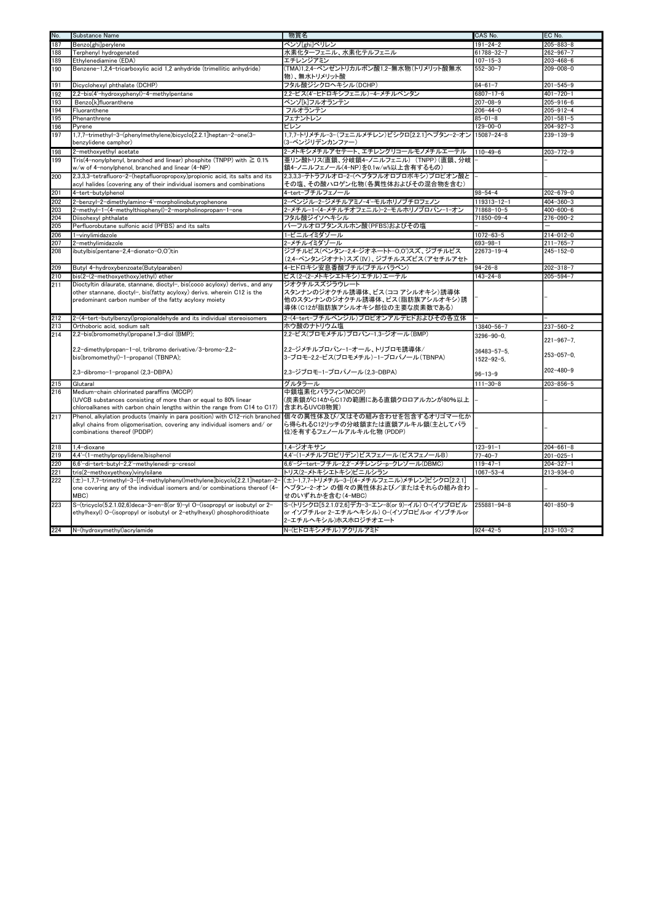| No. | Substance Name | 物質名 | CAS No. | EC No. |
|---|---|---|---|---|
| 187 | Benzo[ghi]perylene | ベンゾ[ghi]ペリレン | 191-24-2 | 205-883-8 |
| 188 | Terphenyl hydrogenated | 水素化ターフェニル、水素化テルフェニル | 61788-32-7 | 262-967-7 |
| 189 | Ethylenediamine (EDA) | エチレンジアミン | 107-15-3 | 203-468-6 |
| 190 | Benzene-1,2,4-tricarboxylic acid 1,2 anhydride (trimellitic anhydride) | (TMA)1,2,4-ベンゼントリカルボン酸1,2-無水物(トリメリット酸無水物)、無水トリメリット酸 | 552-30-7 | 209-008-0 |
| 191 | Dicyclohexyl phthalate (DCHP) | フタル酸ジシクロヘキシル(DCHP) | 84-61-7 | 201-545-9 |
| 192 | 2,2-bis(4'-hydroxyphenyl)-4-methylpentane | 2,2-ビス(4'-ヒドロキシフェニル)-4-メチルペンタン | 6807-17-6 | 401-720-1 |
| 193 | Benzo[k]fluoranthene | ベンゾ[k]フルオランテン | 207-08-9 | 205-916-6 |
| 194 | Fluoranthene | フルオランテン | 206-44-0 | 205-912-4 |
| 195 | Phenanthrene | フェナントレン | 85-01-8 | 201-581-5 |
| 196 | Pyrene | ピレン | 129-00-0 | 204-927-3 |
| 197 | 1,7,7-trimethyl-3-(phenylmethylene)bicyclo[2.2.1]heptan-2-one(3-benzylidene camphor) | 1,7,7-トリメチル-3-(フェニルメチレン)ビシクロ[2.2.1]ヘプタン-2-オン(3-ベンジリデンカンファー) | 15087-24-8 | 239-139-9 |
| 198 | 2-methoxyethyl acetate | 2-メトキシエチルアセテート、エチレングリコールモノメチルエーテル | 110-49-6 | 203-772-9 |
| 199 | Tris(4-nonylphenyl, branched and linear) phosphite (TNPP) with ≧ 0.1% w/w of 4-nonylphenol, branched and linear (4-NP) | 亜リン酸トリス(直鎖、分岐鎖4-ノニルフェニル) (TNPP)(直鎖、分岐鎖4-ノニルフェノール(4-NP)を0.1w/w%以上含有するもの) | - | - |
| 200 | 2,3,3,3-tetrafluoro-2-(heptafluoropropoxy)propionic acid, its salts and its acyl halides (covering any of their individual isomers and combinations | 2,3,3,3-テトラフルオロ-2-(ヘプタフルオロプロポキシ)プロピオン酸とその塩、その酸ハロゲン化物(各異性体およびその混合物を含む) | - | - |
| 201 | 4-tert-butylphenol | 4-tert-ブチルフェノール | 98-54-4 | 202-679-0 |
| 202 | 2-benzyl-2-dimethylamino-4'-morpholinobutyrophenone | 2-ベンジル-2-ジメチルアミノ-4'-モルホリノブチロフェノン | 119313-12-1 | 404-360-3 |
| 203 | 2-methyl-1-(4-methylthiophenyl)-2-morpholinopropan-1-one | 2-メチル-1-(4-メチルチオフェニル)-2-モルホリノプロパン-1-オン | 71868-10-5 | 400-600-6 |
| 204 | Diisohexyl phthalate | フタル酸ジイソヘキシル | 71850-09-4 | 276-090-2 |
| 205 | Perfluorobutane sulfonic acid (PFBS) and its salts | パーフルオロブタンスルホン酸(PFBS)およびその塩 | - | ー |
| 206 | 1-vinylimidazole | 1-ビニルイミダゾール | 1072-63-5 | 214-012-0 |
| 207 | 2-methylimidazole | 2-メチルイミダゾール | 693-98-1 | 211-765-7 |
| 208 | ibutylbis(pentane-2,4-dionato-O,O')tin | ジブチルビス(ペンタン-2,4-ジオネート-O,O')スズ、ジブチルビス(2,4-ペンタンジオナト)スズ(IV)、ジブチルスズビス(アセチルアセト | 22673-19-4 | 245-152-0 |
| 209 | Butyl 4-hydroxybenzoate(Butylparaben) | 4-ヒドロキシ安息香酸ブチル(ブチルパラベン) | 94-26-8 | 202-318-7 |
| 210 | bis(2-(2-methoxyethoxy)ethyl) ether | ビス(2-(2-メトキシエトキシ)エチル)エーテル | 143-24-8 | 205-594-7 |
| 211 | Dioctyltin dilaurate, stannane, dioctyl-, bis(coco acyloxy) derivs., and any other stannane, dioctyl-, bis(fatty acyloxy) derivs. wherein C12 is the predominant carbon number of the fatty acyloxy moiety | ジオクチルスズジラウレート<br>スタンナンのジオクチル誘導体、ビス(ココ アシルオキシ)誘導体<br>他のスタンナンのジオクチル誘導体、ビス(脂肪族アシルオキシ)誘導体(C12が脂肪族アシルオキシ部位の主要な炭素数である) | - | - |
| 212 | 2-(4-tert-butylbenzyl)propionaldehyde and its individual stereoisomers | 2-(4-tert-ブチルベンジル)プロピオンアルデヒドおよびその各立体 | - | - |
| 213 | Orthoboric acid, sodium salt | ホウ酸のナトリウム塩 | 13840-56-7 | 237-560-2 |
| 214 | 2,2-bis(bromomethyl)propane1,3-diol (BMP);<br><br>2,2-dimethylpropan-1-ol, tribromo derivative/3-bromo-2,2-bis(bromomethyl)-1-propanol (TBNPA);<br><br>2,3-dibromo-1-propanol (2,3-DBPA) | 2,2-ビス(ブロモメチル)プロパン-1,3-ジオール(BMP)<br><br>2,2-ジメチルプロパン-1-オール、トリブロモ誘導体/<br>3-ブロモ-2,2-ビス(ブロモメチル)-1-プロパノール(TBNPA)<br><br>2,3-ジブロモ-1-プロパノール(2,3-DBPA) | 3296-90-0,<br><br>36483-57-5,<br>1522-92-5,<br><br>96-13-9 | 221-967-7,<br><br>253-057-0,<br><br>202-480-9 |
| 215 | Glutaral | グルタラール | 111-30-8 | 203-856-5 |
| 216 | Medium-chain chlorinated paraffins (MCCP)<br>(UVCB substances consisting of more than or equal to 80% linear chloroalkanes with carbon chain lengths within the range from C14 to C17) | 中鎖塩素化パラフィン(MCCP)<br>(炭素鎖がC14からC17の範囲にある直鎖クロロアルカンが80%以上含まれるUVCB物質) | - | - |
| 217 | Phenol, alkylation products (mainly in para position) with C12-rich branched alkyl chains from oligomerisation, covering any individual isomers and/ or combinations thereof (PDDP) | 個々の異性体及び/又はその組み合わせを包含するオリゴマー化から得られるC12リッチの分岐鎖または直鎖アルキル鎖(主としてパラ位)を有するフェノールアルキル化物 (PDDP) | - | - |
| 218 | 1,4-dioxane | 1,4-ジオキサン | 123-91-1 | 204-661-8 |
| 219 | 4,4'-(1-methylpropylidene)bisphenol | 4,4'-(1-メチルプロピリデン)ビスフェノール(ビスフェノールB) | 77-40-7 | 201-025-1 |
| 220 | 6,6'-di-tert-butyl-2,2'-methylenedi-p-cresol | 6,6'-ジ-tert-ブチル-2,2'-メチレンジ-p-クレゾール(DBMC) | 119-47-1 | 204-327-1 |
| 221 | tris(2-methoxyethoxy)vinylsilane | トリス(2-メトキシエトキシ)ビニルシラン | 1067-53-4 | 213-934-0 |
| 222 | (±)-1,7,7-trimethyl-3-[(4-methylphenyl)methylene]bicyclo[2.2.1]heptan-2-one covering any of the individual isomers and/or combinations thereof (4-MBC) | (±)-1,7,7-トリメチル-3-[(4-メチルフェニル)メチレン]ビシクロ[2.2.1]ヘプタン-2-オン の個々の異性体および/またはそれらの組み合わせのいずれかを含む(4-MBC) | - | - |
| 223 | S-(tricyclo(5.2.1.02,6)deca-3-en-8(or 9)-yl O-(isopropyl or isobutyl or 2-ethylhexyl) O-(isopropyl or isobutyl or 2-ethylhexyl) phosphorodithioate | S-(トリシクロ[5.2.1.0'2,6]デカ-3-エン-8(or 9)-イル) O-(イソプロピル or イソブチル or 2-エチルヘキシル) O-(イソプロピル or イソブチル or 2-エチルヘキシル)ホスホロジチオエート | 255881-94-8 | 401-850-9 |
| 224 | N-(hydroxymethyl)acrylamide | N-(ヒドロキシメチル)アクリルアミド | 924-42-5 | 213-103-2 |